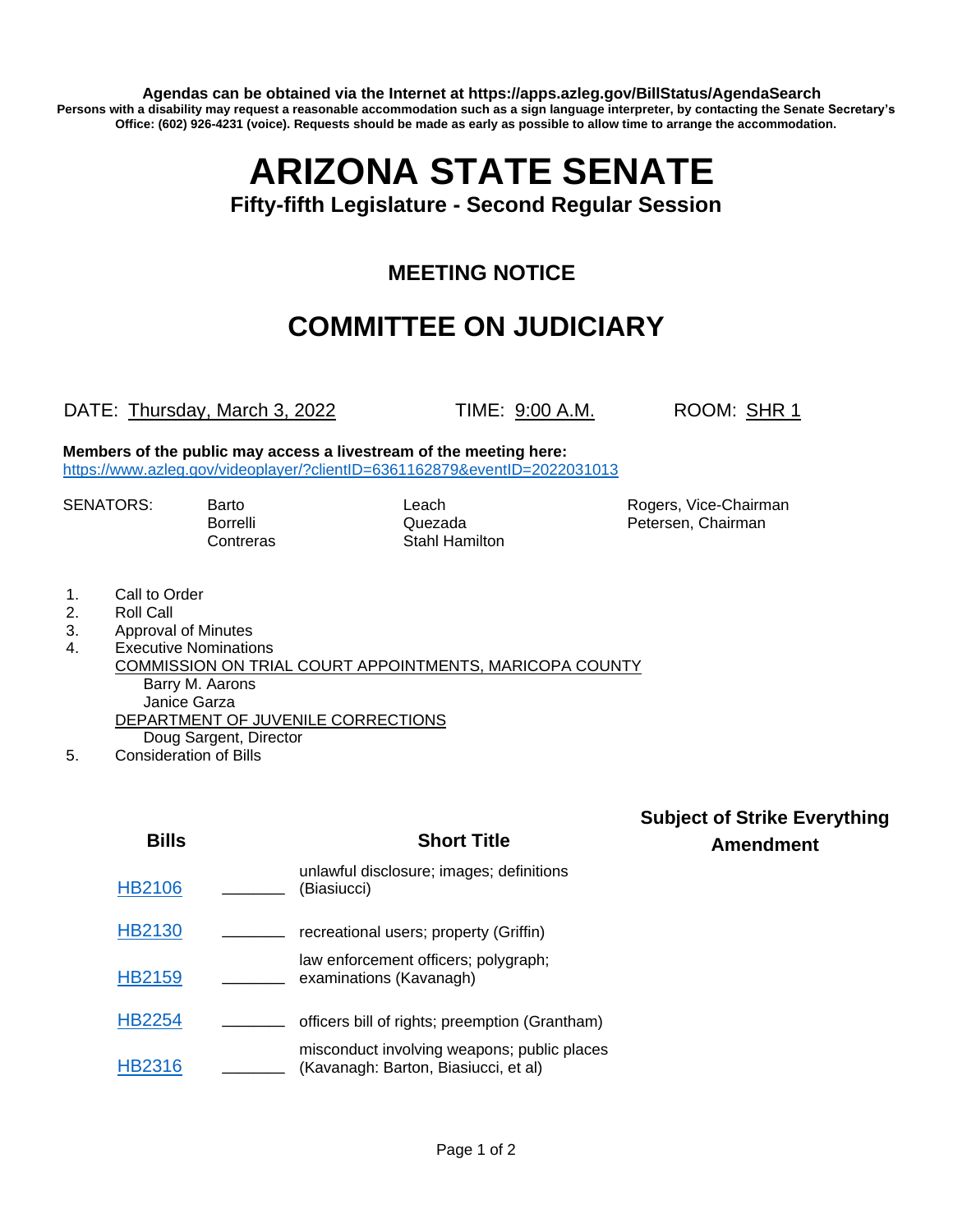**Agendas can be obtained via the Internet at https://apps.azleg.gov/BillStatus/AgendaSearch**
**Persons with a disability may request a reasonable accommodation such as a sign language interpreter, by contacting the Senate Secretary's Office: (602) 926-4231 (voice). Requests should be made as early as possible to allow time to arrange the accommodation.**

# ARIZONA STATE SENATE

### Fifty-fifth Legislature - Second Regular Session

## MEETING NOTICE

## COMMITTEE ON JUDICIARY

DATE: Thursday, March 3, 2022 TIME: 9:00 A.M. ROOM: SHR 1

**Members of the public may access a livestream of the meeting here:**
https://www.azleg.gov/videoplayer/?clientID=6361162879&eventID=2022031013

SENATORS: Barto, Borrelli, Contreras, Leach, Quezada, Stahl Hamilton, Rogers, Vice-Chairman, Petersen, Chairman

1. Call to Order
2. Roll Call
3. Approval of Minutes
4. Executive Nominations
   COMMISSION ON TRIAL COURT APPOINTMENTS, MARICOPA COUNTY
   - Barry M. Aarons
   - Janice Garza

   DEPARTMENT OF JUVENILE CORRECTIONS
   - Doug Sargent, Director
5. Consideration of Bills

| Bills | | Short Title | Subject of Strike Everything Amendment |
|---|---|---|---|
| HB2106 | _______ | unlawful disclosure; images; definitions (Biasiucci) | |
| HB2130 | _______ | recreational users; property (Griffin) | |
| HB2159 | _______ | law enforcement officers; polygraph; examinations (Kavanagh) | |
| HB2254 | _______ | officers bill of rights; preemption (Grantham) | |
| HB2316 | _______ | misconduct involving weapons; public places (Kavanagh: Barton, Biasiucci, et al) | |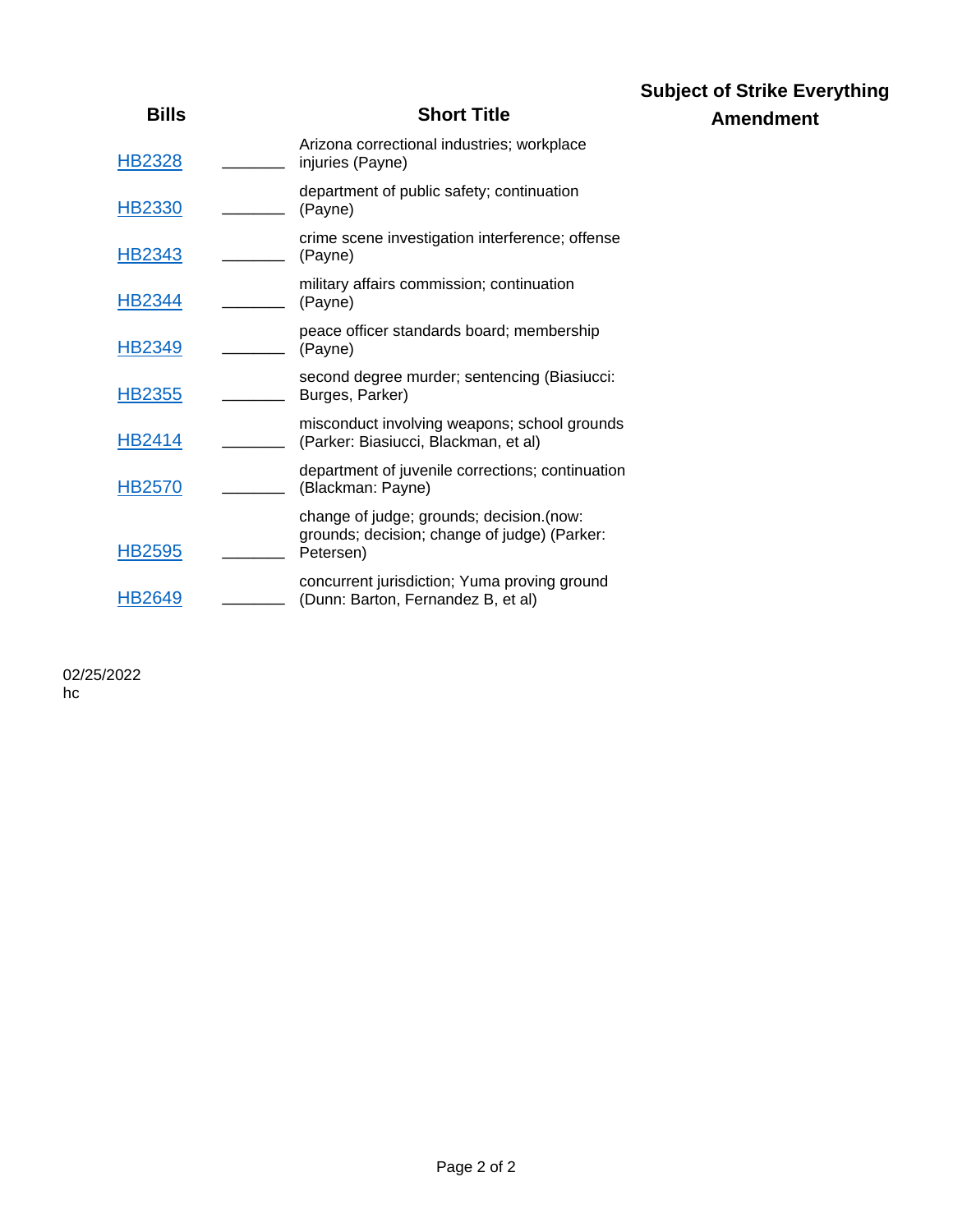| Bills | | Short Title | Subject of Strike Everything Amendment |
|---|---|---|---|
| HB2328 | _______ | Arizona correctional industries; workplace injuries (Payne) | |
| HB2330 | _______ | department of public safety; continuation (Payne) | |
| HB2343 | _______ | crime scene investigation interference; offense (Payne) | |
| HB2344 | _______ | military affairs commission; continuation (Payne) | |
| HB2349 | _______ | peace officer standards board; membership (Payne) | |
| HB2355 | _______ | second degree murder; sentencing (Biasiucci: Burges, Parker) | |
| HB2414 | _______ | misconduct involving weapons; school grounds (Parker: Biasiucci, Blackman, et al) | |
| HB2570 | _______ | department of juvenile corrections; continuation (Blackman: Payne) | |
| HB2595 | _______ | change of judge; grounds; decision.(now: grounds; decision; change of judge) (Parker: Petersen) | |
| HB2649 | _______ | concurrent jurisdiction; Yuma proving ground (Dunn: Barton, Fernandez B, et al) | |

02/25/2022
hc